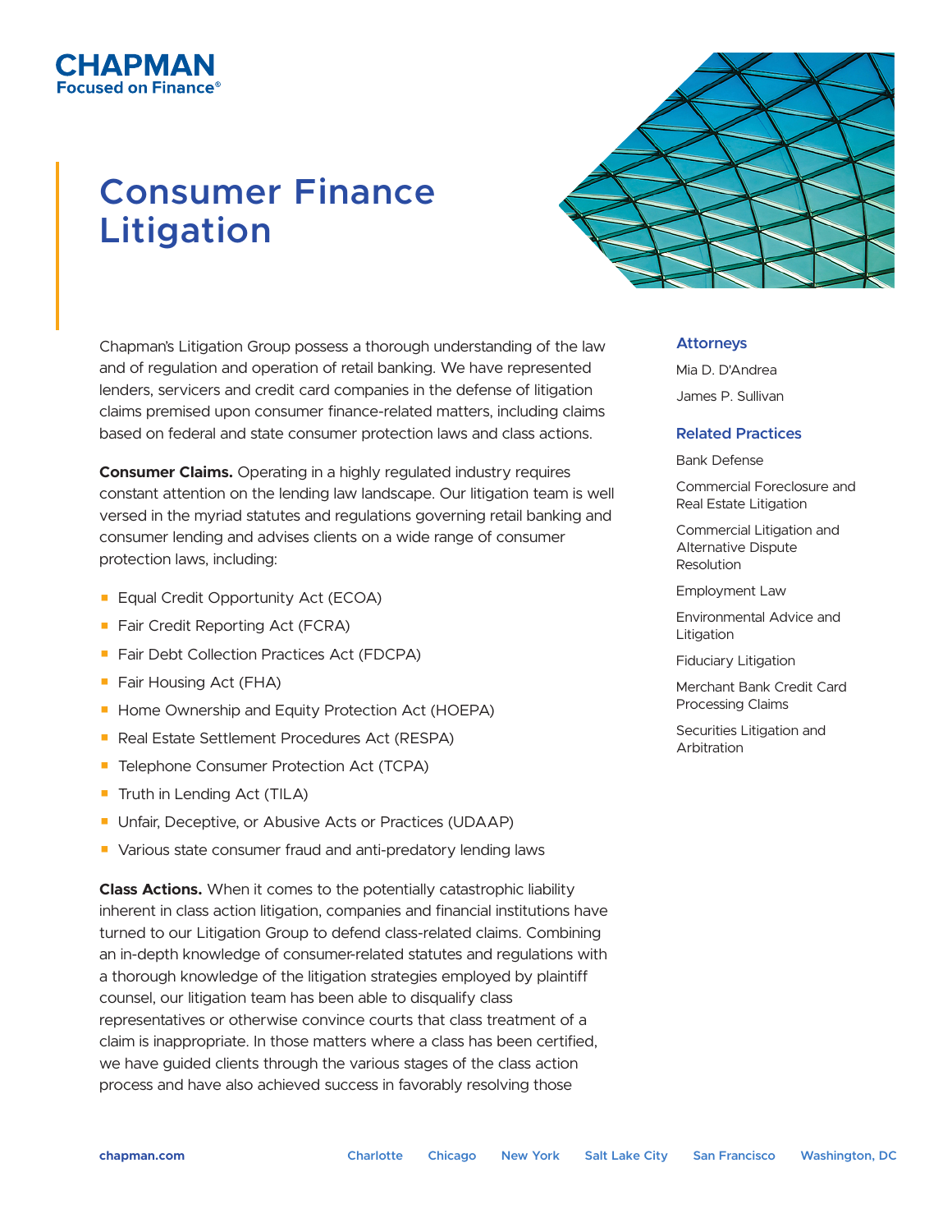CHAPMAN
Focused on Finance®

# Consumer Finance Litigation

Chapman's Litigation Group possess a thorough understanding of the law and of regulation and operation of retail banking. We have represented lenders, servicers and credit card companies in the defense of litigation claims premised upon consumer finance-related matters, including claims based on federal and state consumer protection laws and class actions.

**Consumer Claims.** Operating in a highly regulated industry requires constant attention on the lending law landscape. Our litigation team is well versed in the myriad statutes and regulations governing retail banking and consumer lending and advises clients on a wide range of consumer protection laws, including:

- Equal Credit Opportunity Act (ECOA)
- Fair Credit Reporting Act (FCRA)
- Fair Debt Collection Practices Act (FDCPA)
- Fair Housing Act (FHA)
- Home Ownership and Equity Protection Act (HOEPA)
- Real Estate Settlement Procedures Act (RESPA)
- Telephone Consumer Protection Act (TCPA)
- Truth in Lending Act (TILA)
- Unfair, Deceptive, or Abusive Acts or Practices (UDAAP)
- Various state consumer fraud and anti-predatory lending laws

**Class Actions.** When it comes to the potentially catastrophic liability inherent in class action litigation, companies and financial institutions have turned to our Litigation Group to defend class-related claims. Combining an in-depth knowledge of consumer-related statutes and regulations with a thorough knowledge of the litigation strategies employed by plaintiff counsel, our litigation team has been able to disqualify class representatives or otherwise convince courts that class treatment of a claim is inappropriate. In those matters where a class has been certified, we have guided clients through the various stages of the class action process and have also achieved success in favorably resolving those

### Attorneys

Mia D. D'Andrea

James P. Sullivan

### Related Practices

Bank Defense

Commercial Foreclosure and Real Estate Litigation

Commercial Litigation and Alternative Dispute Resolution

Employment Law

Environmental Advice and Litigation

Fiduciary Litigation

Merchant Bank Credit Card Processing Claims

Securities Litigation and Arbitration

chapman.com | Charlotte | Chicago | New York | Salt Lake City | San Francisco | Washington, DC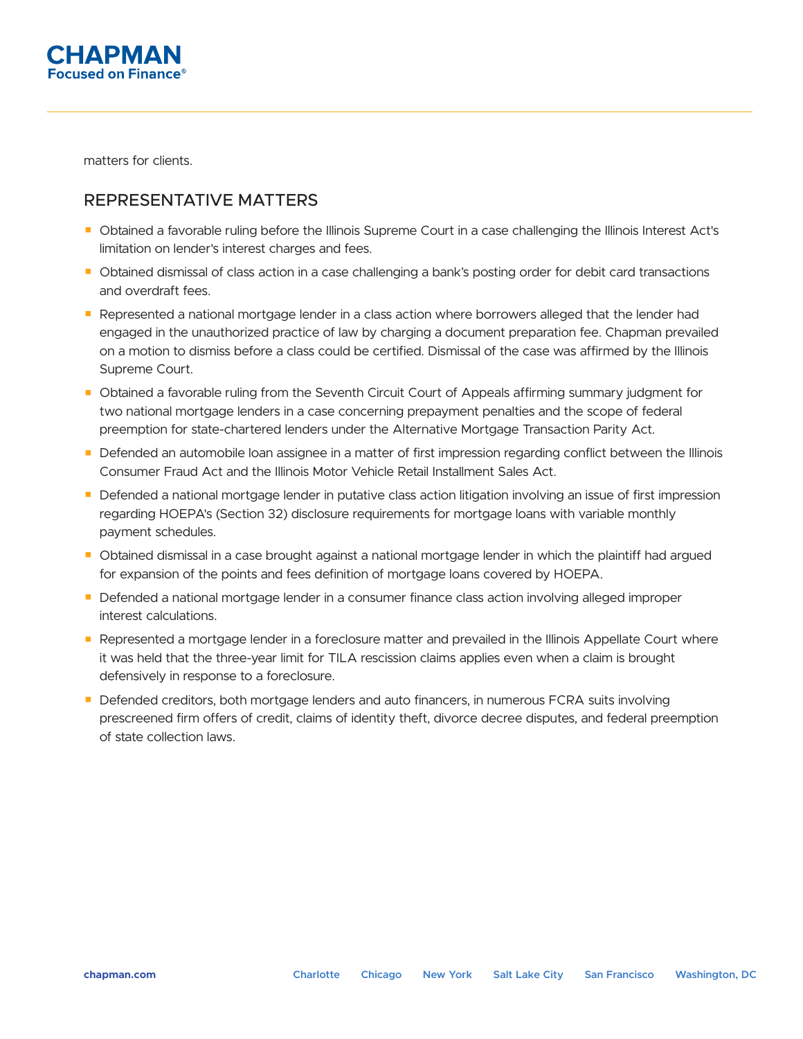matters for clients.

## REPRESENTATIVE MATTERS

- Obtained a favorable ruling before the Illinois Supreme Court in a case challenging the Illinois Interest Act's limitation on lender's interest charges and fees.
- Obtained dismissal of class action in a case challenging a bank's posting order for debit card transactions and overdraft fees.
- Represented a national mortgage lender in a class action where borrowers alleged that the lender had engaged in the unauthorized practice of law by charging a document preparation fee. Chapman prevailed on a motion to dismiss before a class could be certified. Dismissal of the case was affirmed by the Illinois Supreme Court.
- Obtained a favorable ruling from the Seventh Circuit Court of Appeals affirming summary judgment for two national mortgage lenders in a case concerning prepayment penalties and the scope of federal preemption for state-chartered lenders under the Alternative Mortgage Transaction Parity Act.
- Defended an automobile loan assignee in a matter of first impression regarding conflict between the Illinois Consumer Fraud Act and the Illinois Motor Vehicle Retail Installment Sales Act.
- Defended a national mortgage lender in putative class action litigation involving an issue of first impression regarding HOEPA's (Section 32) disclosure requirements for mortgage loans with variable monthly payment schedules.
- Obtained dismissal in a case brought against a national mortgage lender in which the plaintiff had argued for expansion of the points and fees definition of mortgage loans covered by HOEPA.
- Defended a national mortgage lender in a consumer finance class action involving alleged improper interest calculations.
- Represented a mortgage lender in a foreclosure matter and prevailed in the Illinois Appellate Court where it was held that the three-year limit for TILA rescission claims applies even when a claim is brought defensively in response to a foreclosure.
- Defended creditors, both mortgage lenders and auto financers, in numerous FCRA suits involving prescreened firm offers of credit, claims of identity theft, divorce decree disputes, and federal preemption of state collection laws.